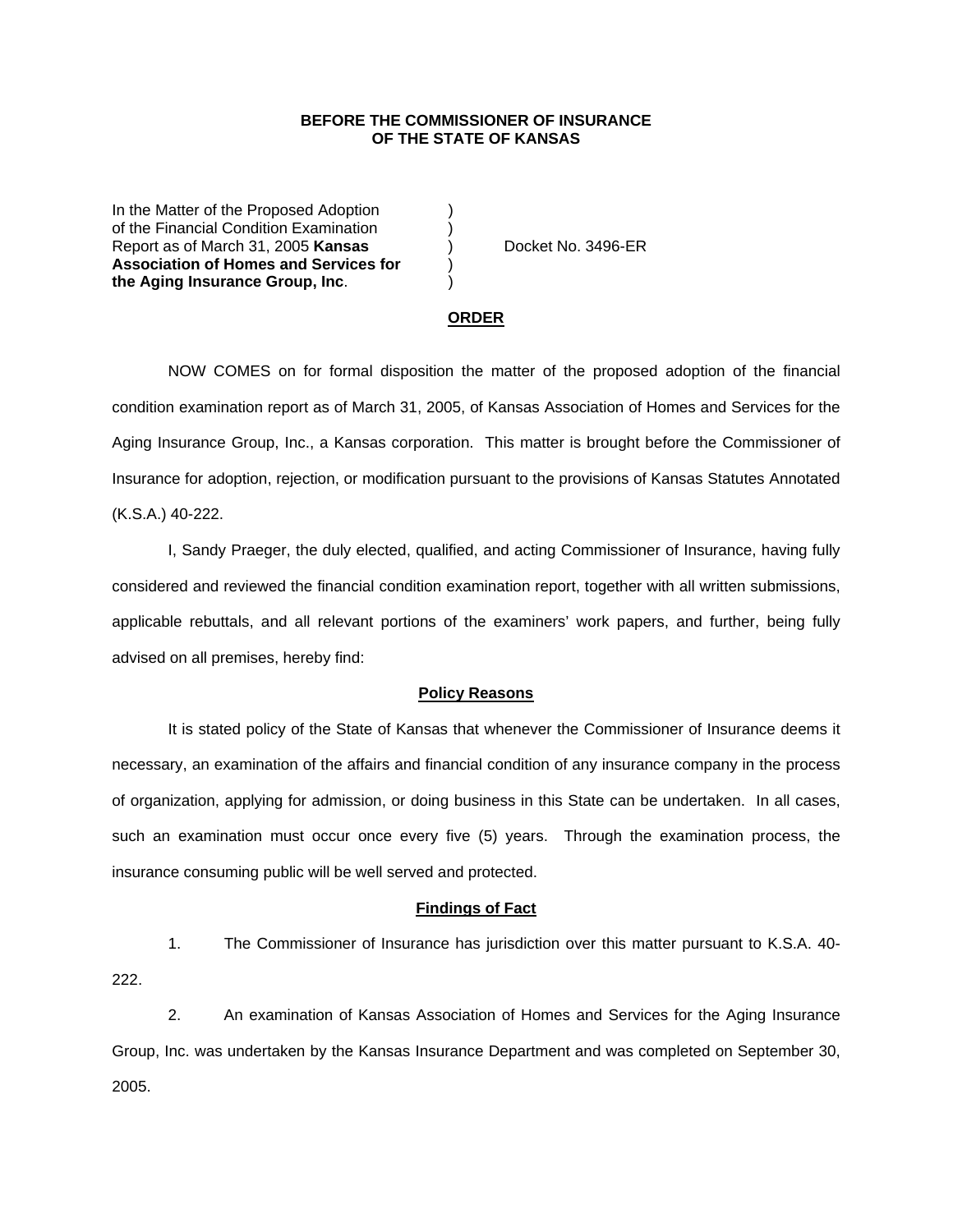**BEFORE THE COMMISSIONER OF INSURANCE**
**OF THE STATE OF KANSAS**

| | | |
|---|---|---|
| In the Matter of the Proposed Adoption of the Financial Condition Examination Report as of March 31, 2005 **Kansas Association of Homes and Services for the Aging Insurance Group, Inc**. | ) | Docket No. 3496-ER |

## ORDER

NOW COMES on for formal disposition the matter of the proposed adoption of the financial condition examination report as of March 31, 2005, of Kansas Association of Homes and Services for the Aging Insurance Group, Inc., a Kansas corporation. This matter is brought before the Commissioner of Insurance for adoption, rejection, or modification pursuant to the provisions of Kansas Statutes Annotated (K.S.A.) 40-222.

I, Sandy Praeger, the duly elected, qualified, and acting Commissioner of Insurance, having fully considered and reviewed the financial condition examination report, together with all written submissions, applicable rebuttals, and all relevant portions of the examiners' work papers, and further, being fully advised on all premises, hereby find:

### Policy Reasons

It is stated policy of the State of Kansas that whenever the Commissioner of Insurance deems it necessary, an examination of the affairs and financial condition of any insurance company in the process of organization, applying for admission, or doing business in this State can be undertaken. In all cases, such an examination must occur once every five (5) years. Through the examination process, the insurance consuming public will be well served and protected.

### Findings of Fact

1. The Commissioner of Insurance has jurisdiction over this matter pursuant to K.S.A. 40-222.

2. An examination of Kansas Association of Homes and Services for the Aging Insurance Group, Inc. was undertaken by the Kansas Insurance Department and was completed on September 30, 2005.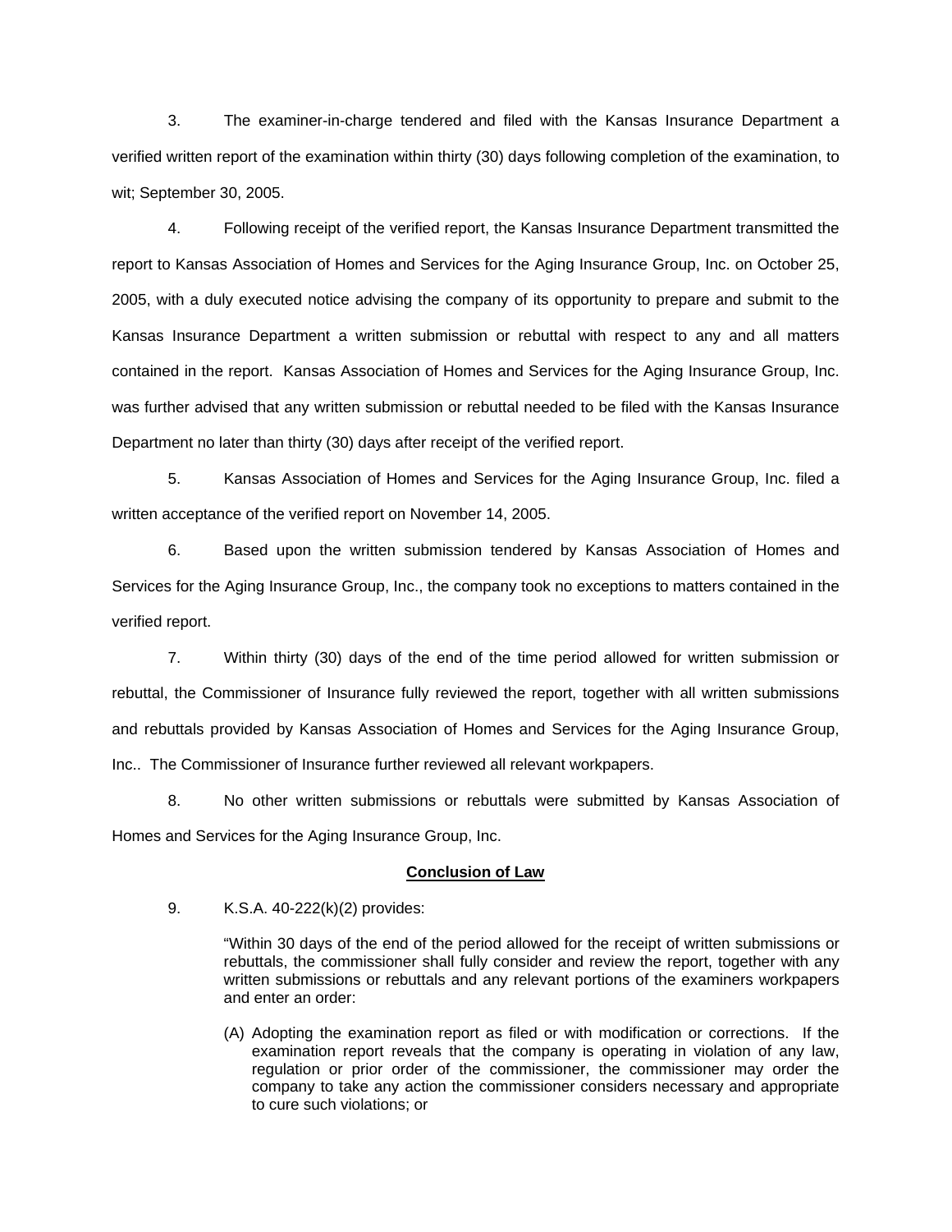3. The examiner-in-charge tendered and filed with the Kansas Insurance Department a verified written report of the examination within thirty (30) days following completion of the examination, to wit; September 30, 2005.

4. Following receipt of the verified report, the Kansas Insurance Department transmitted the report to Kansas Association of Homes and Services for the Aging Insurance Group, Inc. on October 25, 2005, with a duly executed notice advising the company of its opportunity to prepare and submit to the Kansas Insurance Department a written submission or rebuttal with respect to any and all matters contained in the report. Kansas Association of Homes and Services for the Aging Insurance Group, Inc. was further advised that any written submission or rebuttal needed to be filed with the Kansas Insurance Department no later than thirty (30) days after receipt of the verified report.

5. Kansas Association of Homes and Services for the Aging Insurance Group, Inc. filed a written acceptance of the verified report on November 14, 2005.

6. Based upon the written submission tendered by Kansas Association of Homes and Services for the Aging Insurance Group, Inc., the company took no exceptions to matters contained in the verified report.

7. Within thirty (30) days of the end of the time period allowed for written submission or rebuttal, the Commissioner of Insurance fully reviewed the report, together with all written submissions and rebuttals provided by Kansas Association of Homes and Services for the Aging Insurance Group, Inc.. The Commissioner of Insurance further reviewed all relevant workpapers.

8. No other written submissions or rebuttals were submitted by Kansas Association of Homes and Services for the Aging Insurance Group, Inc.

**Conclusion of Law**

9. K.S.A. 40-222(k)(2) provides:

> "Within 30 days of the end of the period allowed for the receipt of written submissions or rebuttals, the commissioner shall fully consider and review the report, together with any written submissions or rebuttals and any relevant portions of the examiners workpapers and enter an order:
>
> (A) Adopting the examination report as filed or with modification or corrections. If the examination report reveals that the company is operating in violation of any law, regulation or prior order of the commissioner, the commissioner may order the company to take any action the commissioner considers necessary and appropriate to cure such violations; or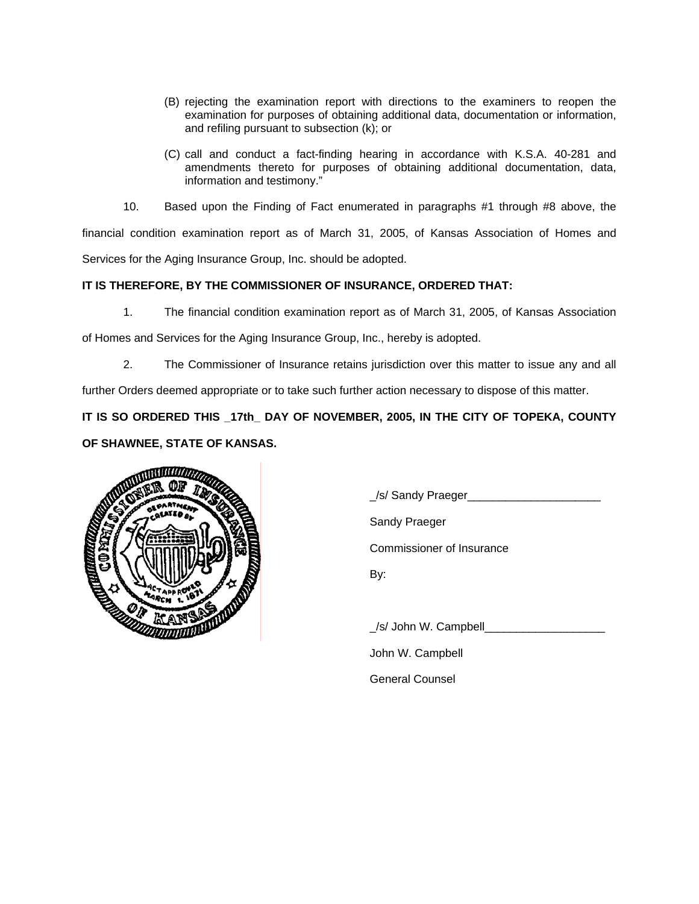(B) rejecting the examination report with directions to the examiners to reopen the examination for purposes of obtaining additional data, documentation or information, and refiling pursuant to subsection (k); or

(C) call and conduct a fact-finding hearing in accordance with K.S.A. 40-281 and amendments thereto for purposes of obtaining additional documentation, data, information and testimony."

10. Based upon the Finding of Fact enumerated in paragraphs #1 through #8 above, the financial condition examination report as of March 31, 2005, of Kansas Association of Homes and Services for the Aging Insurance Group, Inc. should be adopted.

**IT IS THEREFORE, BY THE COMMISSIONER OF INSURANCE, ORDERED THAT:**

1. The financial condition examination report as of March 31, 2005, of Kansas Association of Homes and Services for the Aging Insurance Group, Inc., hereby is adopted.

2. The Commissioner of Insurance retains jurisdiction over this matter to issue any and all further Orders deemed appropriate or to take such further action necessary to dispose of this matter.

**IT IS SO ORDERED THIS _17th_ DAY OF NOVEMBER, 2005, IN THE CITY OF TOPEKA, COUNTY OF SHAWNEE, STATE OF KANSAS.**

_/s/ Sandy Praeger_____________________

Sandy Praeger

Commissioner of Insurance

By:

_/s/ John W. Campbell___________________

John W. Campbell

General Counsel